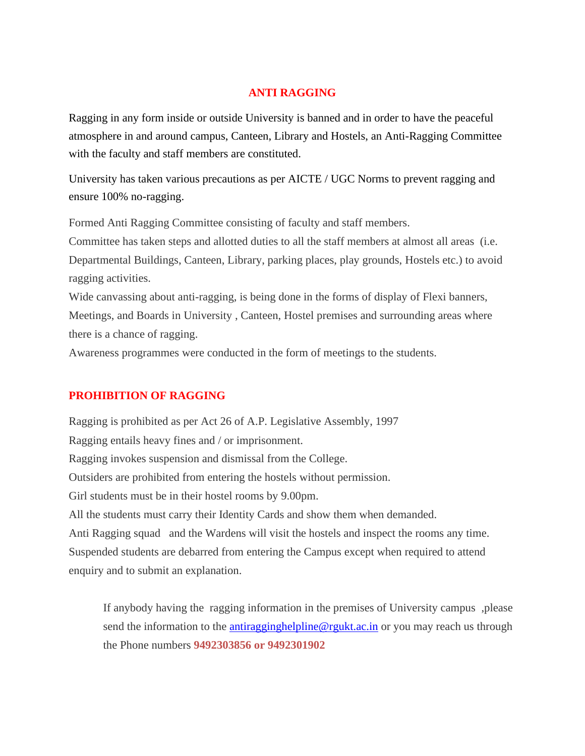# ANTI RAGGING

Ragging in any form inside or outside University is banned and in order to have the peaceful atmosphere in and around campus, Canteen, Library and Hostels, an Anti-Ragging Committee with the faculty and staff members are constituted.

University has taken various precautions as per AICTE / UGC Norms to prevent ragging and ensure 100% no-ragging.

Formed Anti Ragging Committee consisting of faculty and staff members.
Committee has taken steps and allotted duties to all the staff members at almost all areas (i.e. Departmental Buildings, Canteen, Library, parking places, play grounds, Hostels etc.) to avoid ragging activities.
Wide canvassing about anti-ragging, is being done in the forms of display of Flexi banners, Meetings, and Boards in University , Canteen, Hostel premises and surrounding areas where there is a chance of ragging.
Awareness programmes were conducted in the form of meetings to the students.

## PROHIBITION OF RAGGING

Ragging is prohibited as per Act 26 of A.P. Legislative Assembly, 1997
Ragging entails heavy fines and / or imprisonment.
Ragging invokes suspension and dismissal from the College.
Outsiders are prohibited from entering the hostels without permission.
Girl students must be in their hostel rooms by 9.00pm.
All the students must carry their Identity Cards and show them when demanded.
Anti Ragging squad and the Wardens will visit the hostels and inspect the rooms any time.
Suspended students are debarred from entering the Campus except when required to attend enquiry and to submit an explanation.

If anybody having the ragging information in the premises of University campus ,please send the information to the antiragginghelpline@rgukt.ac.in or you may reach us through the Phone numbers **9492303856 or 9492301902**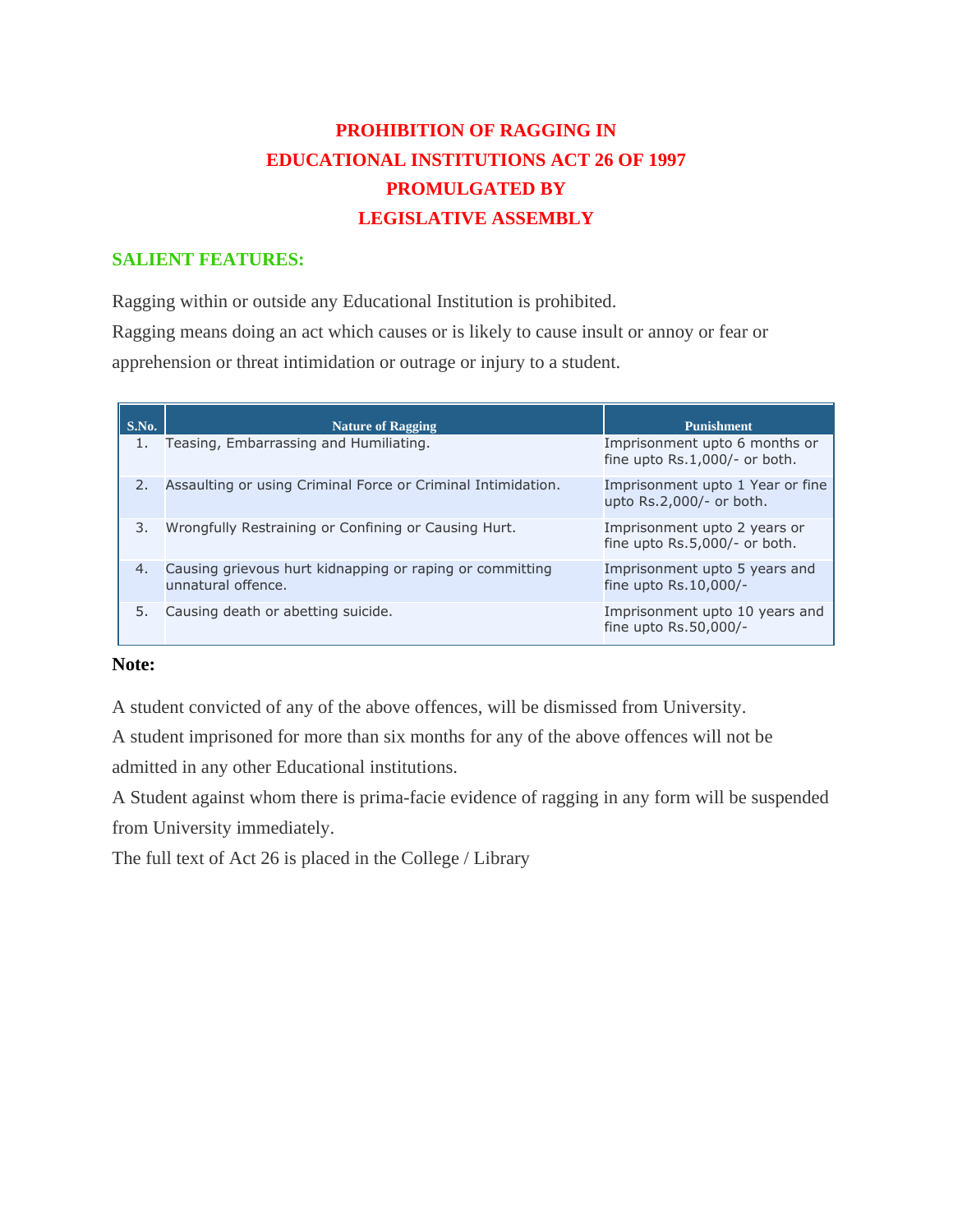# PROHIBITION OF RAGGING IN EDUCATIONAL INSTITUTIONS ACT 26 OF 1997 PROMULGATED BY LEGISLATIVE ASSEMBLY

## SALIENT FEATURES:

Ragging within or outside any Educational Institution is prohibited.
Ragging means doing an act which causes or is likely to cause insult or annoy or fear or apprehension or threat intimidation or outrage or injury to a student.

| S.No. | Nature of Ragging | Punishment |
|---|---|---|
| 1. | Teasing, Embarrassing and Humiliating. | Imprisonment upto 6 months or fine upto Rs.1,000/- or both. |
| 2. | Assaulting or using Criminal Force or Criminal Intimidation. | Imprisonment upto 1 Year or fine upto Rs.2,000/- or both. |
| 3. | Wrongfully Restraining or Confining or Causing Hurt. | Imprisonment upto 2 years or fine upto Rs.5,000/- or both. |
| 4. | Causing grievous hurt kidnapping or raping or committing unnatural offence. | Imprisonment upto 5 years and fine upto Rs.10,000/- |
| 5. | Causing death or abetting suicide. | Imprisonment upto 10 years and fine upto Rs.50,000/- |

**Note:**

A student convicted of any of the above offences, will be dismissed from University.
A student imprisoned for more than six months for any of the above offences will not be admitted in any other Educational institutions.
A Student against whom there is prima-facie evidence of ragging in any form will be suspended from University immediately.
The full text of Act 26 is placed in the College / Library